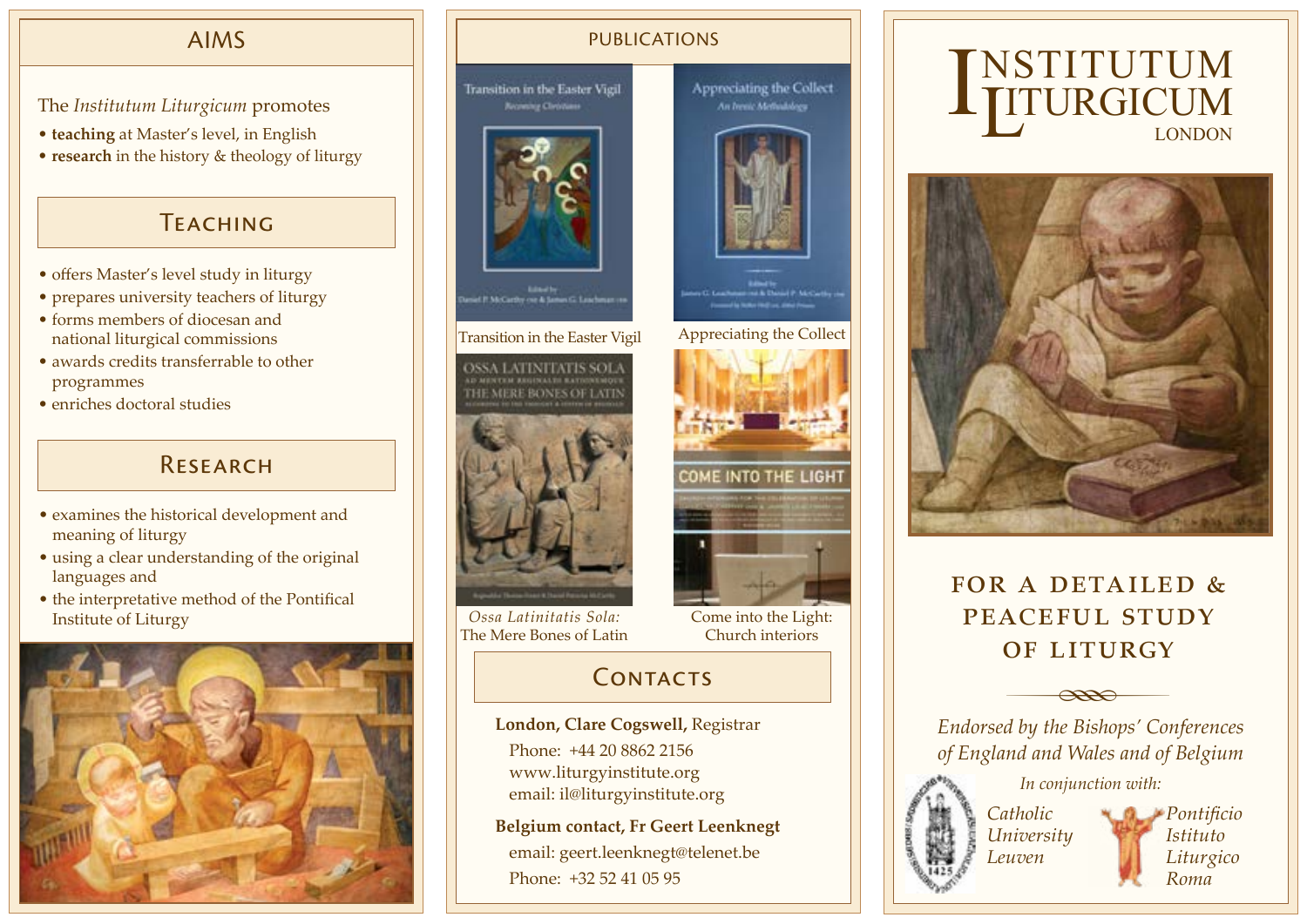## AIMS

The *Institutum Liturgicum* promotes

- **teaching** at Master's level, in English
- **research** in the history & theology of liturgy

### Teaching

- offers Master's level study in liturgy
- prepares university teachers of liturgy
- forms members of diocesan and national liturgical commissions
- awards credits transferrable to other programmes
- enriches doctoral studies

### Research

- examines the historical development and meaning of liturgy
- using a clear understanding of the original languages and
- the interpretative method of the Pontifical Institute of Liturgy

## PUBLICATIONS

Transition in the Easter Vigil

Appreciating the Collect

*Ossa Latinitatis Sola:* The Mere Bones of Latin

Come into the Light: Church interiors

### Contacts

**London, Clare Cogswell,** Registrar
Phone: +44 20 8862 2156
www.liturgyinstitute.org
email: il@liturgyinstitute.org

**Belgium contact, Fr Geert Leenknegt**
email: geert.leenknegt@telenet.be
Phone: +32 52 41 05 95

# INSTITUTUM LITURGICUM
LONDON

## FOR A DETAILED & PEACEFUL STUDY OF LITURGY

*Endorsed by the Bishops' Conferences of England and Wales and of Belgium*

*In conjunction with:*

*Catholic University Leuven*

*Pontificio Istituto Liturgico Roma*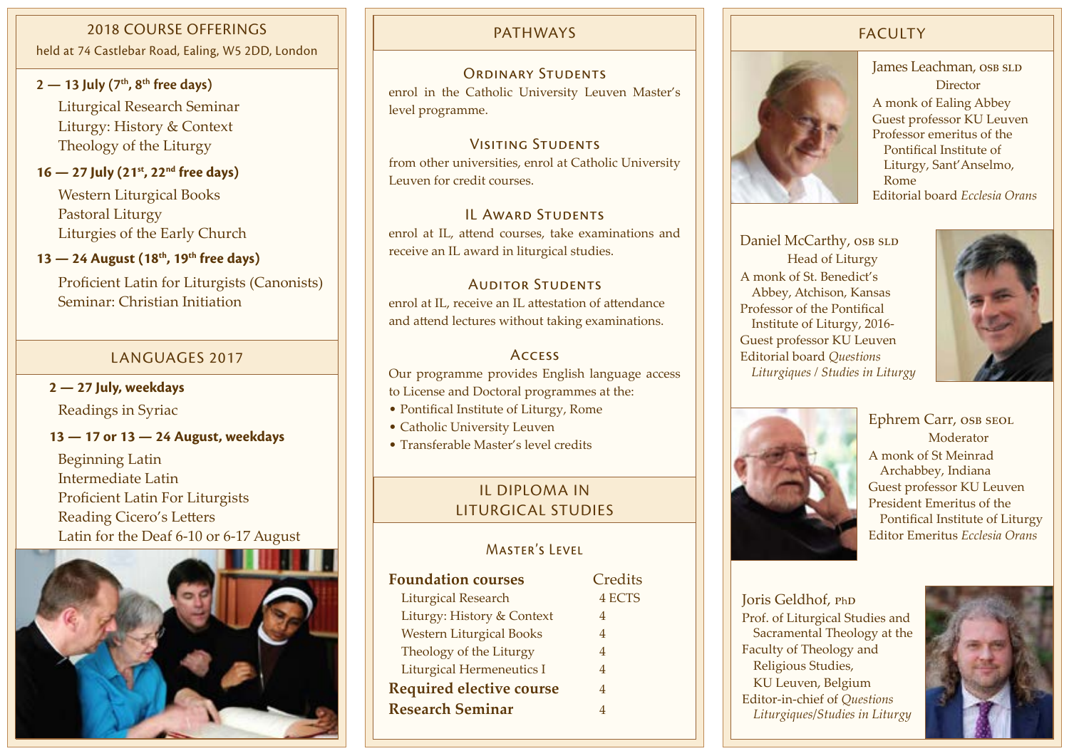## 2018 COURSE OFFERINGS

held at 74 Castlebar Road, Ealing, W5 2DD, London

**2 — 13 July (7th, 8th free days)**

Liturgical Research Seminar
Liturgy: History & Context
Theology of the Liturgy

**16 — 27 July (21st, 22nd free days)**

Western Liturgical Books
Pastoral Liturgy
Liturgies of the Early Church

**13 — 24 August (18th, 19th free days)**

Proficient Latin for Liturgists (Canonists)
Seminar: Christian Initiation

## LANGUAGES 2017

**2 — 27 July, weekdays**

Readings in Syriac

**13 — 17 or 13 — 24 August, weekdays**

Beginning Latin
Intermediate Latin
Proficient Latin For Liturgists
Reading Cicero's Letters
Latin for the Deaf 6-10 or 6-17 August

## PATHWAYS

### Ordinary Students

enrol in the Catholic University Leuven Master's level programme.

### Visiting Students

from other universities, enrol at Catholic University Leuven for credit courses.

### IL Award Students

enrol at IL, attend courses, take examinations and receive an IL award in liturgical studies.

### Auditor Students

enrol at IL, receive an IL attestation of attendance and attend lectures without taking examinations.

### Access

Our programme provides English language access to License and Doctoral programmes at the:

- Pontifical Institute of Liturgy, Rome
- Catholic University Leuven
- Transferable Master's level credits

## IL DIPLOMA IN LITURGICAL STUDIES

### Master's Level

| **Foundation courses** | Credits |
|---|---|
| Liturgical Research | 4 ECTS |
| Liturgy: History & Context | 4 |
| Western Liturgical Books | 4 |
| Theology of the Liturgy | 4 |
| Liturgical Hermeneutics I | 4 |
| **Required elective course** | 4 |
| **Research Seminar** | 4 |

## FACULTY

**James Leachman, OSB SLD**
Director
A monk of Ealing Abbey
Guest professor KU Leuven
Professor emeritus of the Pontifical Institute of Liturgy, Sant'Anselmo, Rome
Editorial board *Ecclesia Orans*

**Daniel McCarthy, OSB SLD**
Head of Liturgy
A monk of St. Benedict's Abbey, Atchison, Kansas
Professor of the Pontifical Institute of Liturgy, 2016-
Guest professor KU Leuven
Editorial board *Questions Liturgiques / Studies in Liturgy*

**Ephrem Carr, OSB SEOL**
Moderator
A monk of St Meinrad Archabbey, Indiana
Guest professor KU Leuven
President Emeritus of the Pontifical Institute of Liturgy
Editor Emeritus *Ecclesia Orans*

**Joris Geldhof, PhD**
Prof. of Liturgical Studies and Sacramental Theology at the Faculty of Theology and Religious Studies, KU Leuven, Belgium
Editor-in-chief of *Questions Liturgiques/Studies in Liturgy*